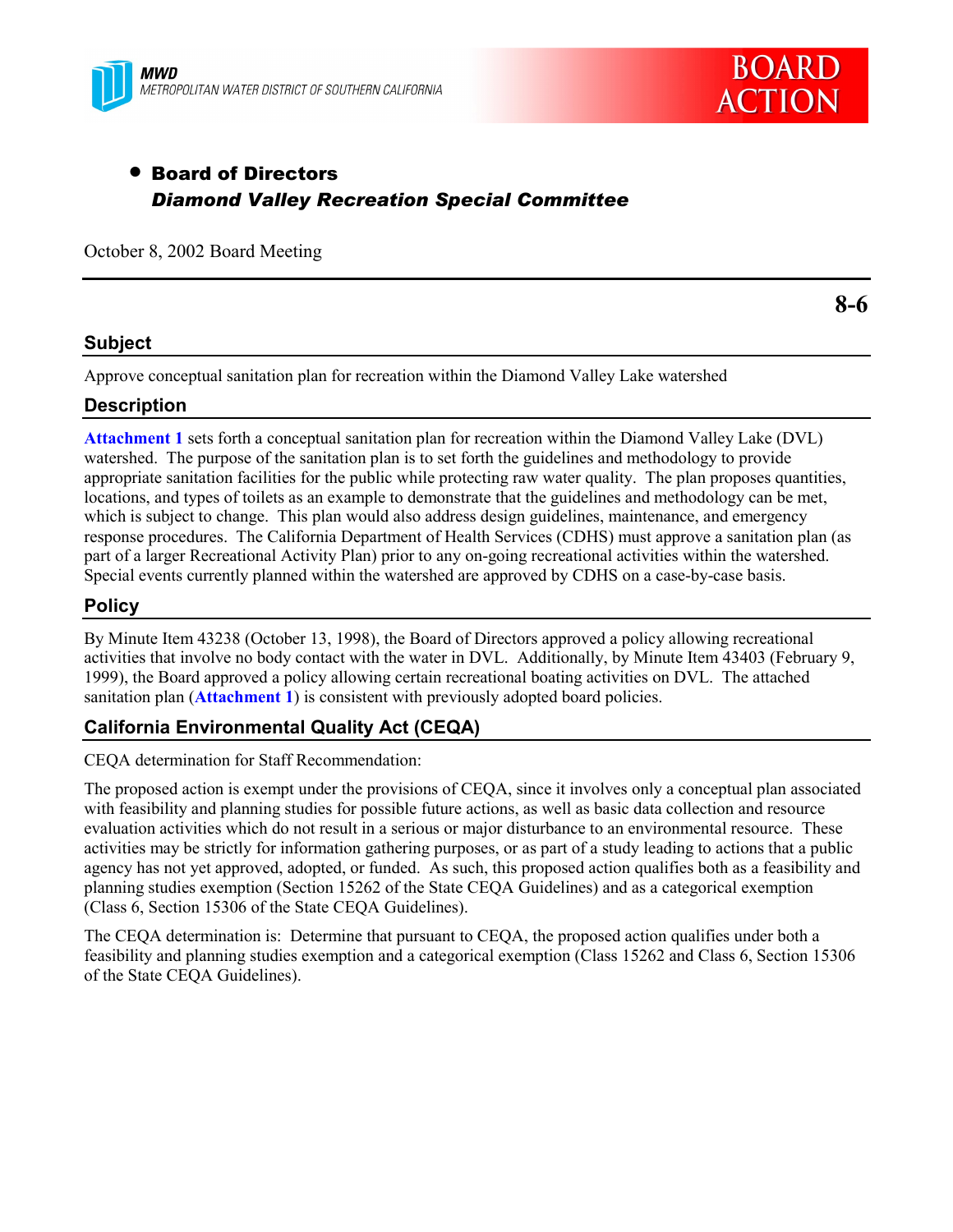MWD
METROPOLITAN WATER DISTRICT OF SOUTHERN CALIFORNIA

BOARD ACTION

- **Board of Directors**
  ***Diamond Valley Recreation Special Committee***

October 8, 2002 Board Meeting

**8-6**

## Subject

Approve conceptual sanitation plan for recreation within the Diamond Valley Lake watershed

## Description

**Attachment 1** sets forth a conceptual sanitation plan for recreation within the Diamond Valley Lake (DVL) watershed. The purpose of the sanitation plan is to set forth the guidelines and methodology to provide appropriate sanitation facilities for the public while protecting raw water quality. The plan proposes quantities, locations, and types of toilets as an example to demonstrate that the guidelines and methodology can be met, which is subject to change. This plan would also address design guidelines, maintenance, and emergency response procedures. The California Department of Health Services (CDHS) must approve a sanitation plan (as part of a larger Recreational Activity Plan) prior to any on-going recreational activities within the watershed. Special events currently planned within the watershed are approved by CDHS on a case-by-case basis.

## Policy

By Minute Item 43238 (October 13, 1998), the Board of Directors approved a policy allowing recreational activities that involve no body contact with the water in DVL. Additionally, by Minute Item 43403 (February 9, 1999), the Board approved a policy allowing certain recreational boating activities on DVL. The attached sanitation plan (**Attachment 1**) is consistent with previously adopted board policies.

## California Environmental Quality Act (CEQA)

CEQA determination for Staff Recommendation:

The proposed action is exempt under the provisions of CEQA, since it involves only a conceptual plan associated with feasibility and planning studies for possible future actions, as well as basic data collection and resource evaluation activities which do not result in a serious or major disturbance to an environmental resource. These activities may be strictly for information gathering purposes, or as part of a study leading to actions that a public agency has not yet approved, adopted, or funded. As such, this proposed action qualifies both as a feasibility and planning studies exemption (Section 15262 of the State CEQA Guidelines) and as a categorical exemption (Class 6, Section 15306 of the State CEQA Guidelines).

The CEQA determination is: Determine that pursuant to CEQA, the proposed action qualifies under both a feasibility and planning studies exemption and a categorical exemption (Class 15262 and Class 6, Section 15306 of the State CEQA Guidelines).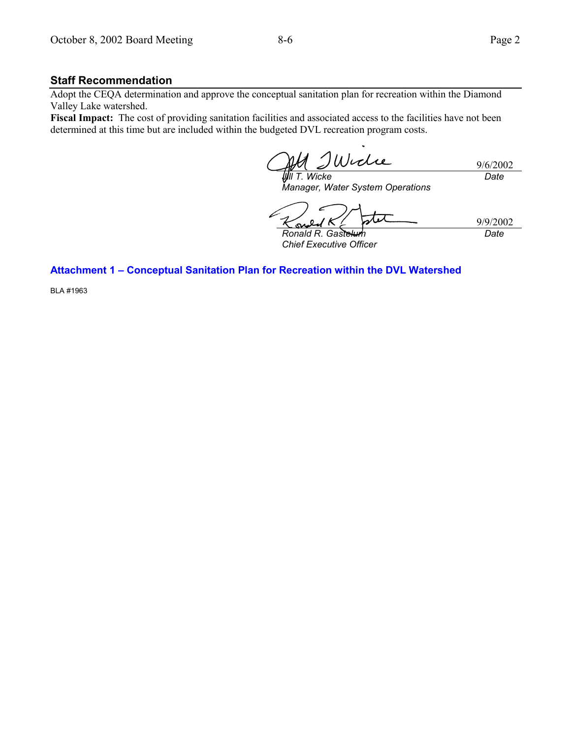## Staff Recommendation

Adopt the CEQA determination and approve the conceptual sanitation plan for recreation within the Diamond Valley Lake watershed.

**Fiscal Impact:** The cost of providing sanitation facilities and associated access to the facilities have not been determined at this time but are included within the budgeted DVL recreation program costs.

| | |
|---|---|
| *Jill T. Wicke*<br>*Manager, Water System Operations* | 9/6/2002<br>*Date* |
| *Ronald R. Gastelum*<br>*Chief Executive Officer* | 9/9/2002<br>*Date* |

**Attachment 1 – Conceptual Sanitation Plan for Recreation within the DVL Watershed**

BLA #1963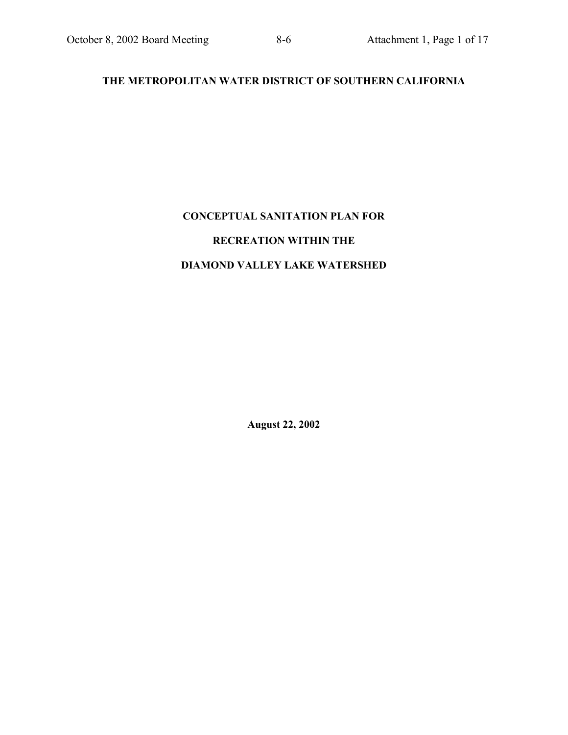**THE METROPOLITAN WATER DISTRICT OF SOUTHERN CALIFORNIA**

# CONCEPTUAL SANITATION PLAN FOR RECREATION WITHIN THE DIAMOND VALLEY LAKE WATERSHED

**August 22, 2002**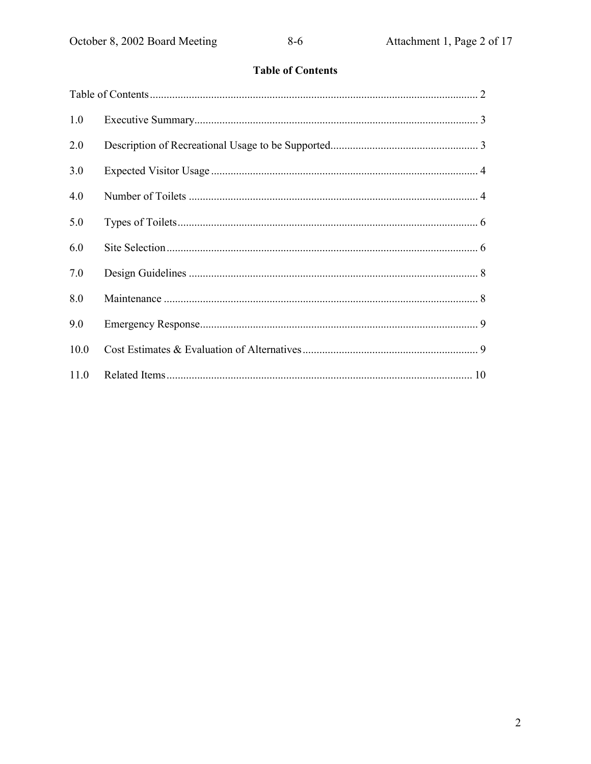## Table of Contents

Table of Contents ..................................................................................................................... 2

1.0 Executive Summary..................................................................................................... 3

2.0 Description of Recreational Usage to be Supported..................................................... 3

3.0 Expected Visitor Usage ............................................................................................... 4

4.0 Number of Toilets ....................................................................................................... 4

5.0 Types of Toilets........................................................................................................... 6

6.0 Site Selection............................................................................................................... 6

7.0 Design Guidelines ....................................................................................................... 8

8.0 Maintenance ................................................................................................................ 8

9.0 Emergency Response................................................................................................... 9

10.0 Cost Estimates & Evaluation of Alternatives............................................................... 9

11.0 Related Items.............................................................................................................. 10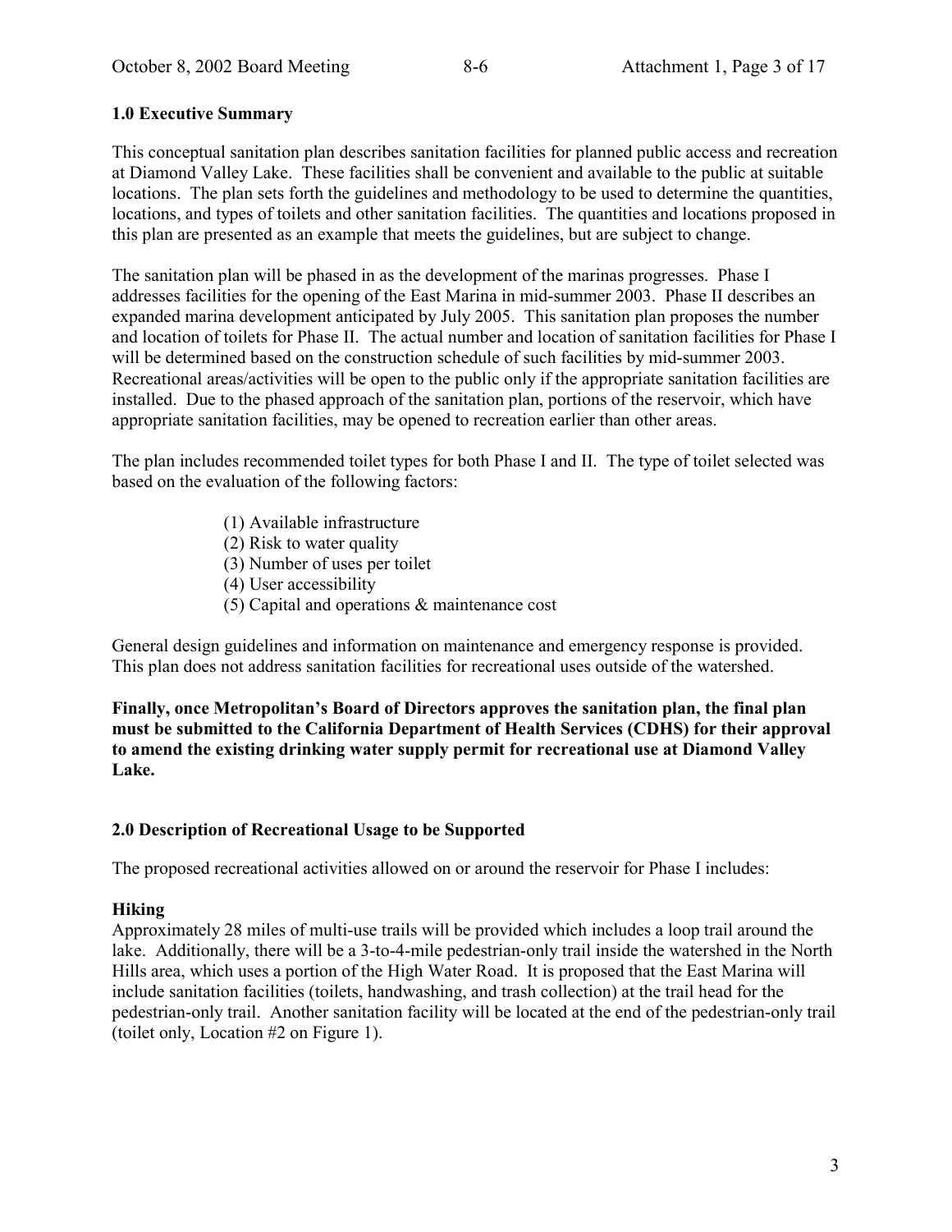## 1.0 Executive Summary

This conceptual sanitation plan describes sanitation facilities for planned public access and recreation at Diamond Valley Lake. These facilities shall be convenient and available to the public at suitable locations. The plan sets forth the guidelines and methodology to be used to determine the quantities, locations, and types of toilets and other sanitation facilities. The quantities and locations proposed in this plan are presented as an example that meets the guidelines, but are subject to change.

The sanitation plan will be phased in as the development of the marinas progresses. Phase I addresses facilities for the opening of the East Marina in mid-summer 2003. Phase II describes an expanded marina development anticipated by July 2005. This sanitation plan proposes the number and location of toilets for Phase II. The actual number and location of sanitation facilities for Phase I will be determined based on the construction schedule of such facilities by mid-summer 2003. Recreational areas/activities will be open to the public only if the appropriate sanitation facilities are installed. Due to the phased approach of the sanitation plan, portions of the reservoir, which have appropriate sanitation facilities, may be opened to recreation earlier than other areas.

The plan includes recommended toilet types for both Phase I and II. The type of toilet selected was based on the evaluation of the following factors:

(1) Available infrastructure
(2) Risk to water quality
(3) Number of uses per toilet
(4) User accessibility
(5) Capital and operations & maintenance cost

General design guidelines and information on maintenance and emergency response is provided. This plan does not address sanitation facilities for recreational uses outside of the watershed.

**Finally, once Metropolitan's Board of Directors approves the sanitation plan, the final plan must be submitted to the California Department of Health Services (CDHS) for their approval to amend the existing drinking water supply permit for recreational use at Diamond Valley Lake.**

## 2.0 Description of Recreational Usage to be Supported

The proposed recreational activities allowed on or around the reservoir for Phase I includes:

**Hiking**

Approximately 28 miles of multi-use trails will be provided which includes a loop trail around the lake. Additionally, there will be a 3-to-4-mile pedestrian-only trail inside the watershed in the North Hills area, which uses a portion of the High Water Road. It is proposed that the East Marina will include sanitation facilities (toilets, handwashing, and trash collection) at the trail head for the pedestrian-only trail. Another sanitation facility will be located at the end of the pedestrian-only trail (toilet only, Location #2 on Figure 1).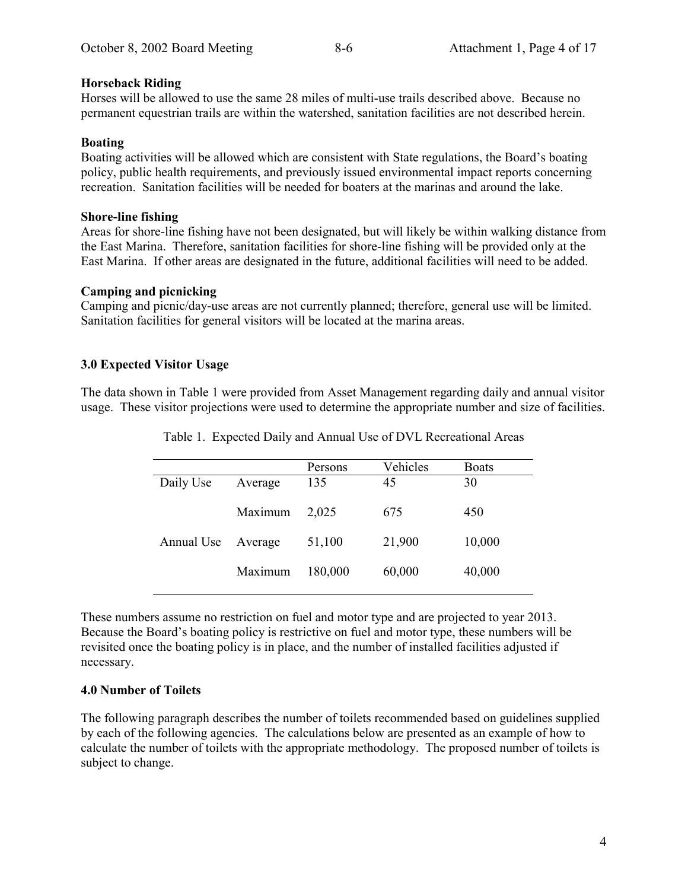**Horseback Riding**

Horses will be allowed to use the same 28 miles of multi-use trails described above. Because no permanent equestrian trails are within the watershed, sanitation facilities are not described herein.

**Boating**

Boating activities will be allowed which are consistent with State regulations, the Board's boating policy, public health requirements, and previously issued environmental impact reports concerning recreation. Sanitation facilities will be needed for boaters at the marinas and around the lake.

**Shore-line fishing**

Areas for shore-line fishing have not been designated, but will likely be within walking distance from the East Marina. Therefore, sanitation facilities for shore-line fishing will be provided only at the East Marina. If other areas are designated in the future, additional facilities will need to be added.

**Camping and picnicking**

Camping and picnic/day-use areas are not currently planned; therefore, general use will be limited. Sanitation facilities for general visitors will be located at the marina areas.

## 3.0 Expected Visitor Usage

The data shown in Table 1 were provided from Asset Management regarding daily and annual visitor usage. These visitor projections were used to determine the appropriate number and size of facilities.

Table 1. Expected Daily and Annual Use of DVL Recreational Areas

| | | Persons | Vehicles | Boats |
|---|---|---|---|---|
| Daily Use | Average | 135 | 45 | 30 |
| | Maximum | 2,025 | 675 | 450 |
| Annual Use | Average | 51,100 | 21,900 | 10,000 |
| | Maximum | 180,000 | 60,000 | 40,000 |

These numbers assume no restriction on fuel and motor type and are projected to year 2013. Because the Board's boating policy is restrictive on fuel and motor type, these numbers will be revisited once the boating policy is in place, and the number of installed facilities adjusted if necessary.

## 4.0 Number of Toilets

The following paragraph describes the number of toilets recommended based on guidelines supplied by each of the following agencies. The calculations below are presented as an example of how to calculate the number of toilets with the appropriate methodology. The proposed number of toilets is subject to change.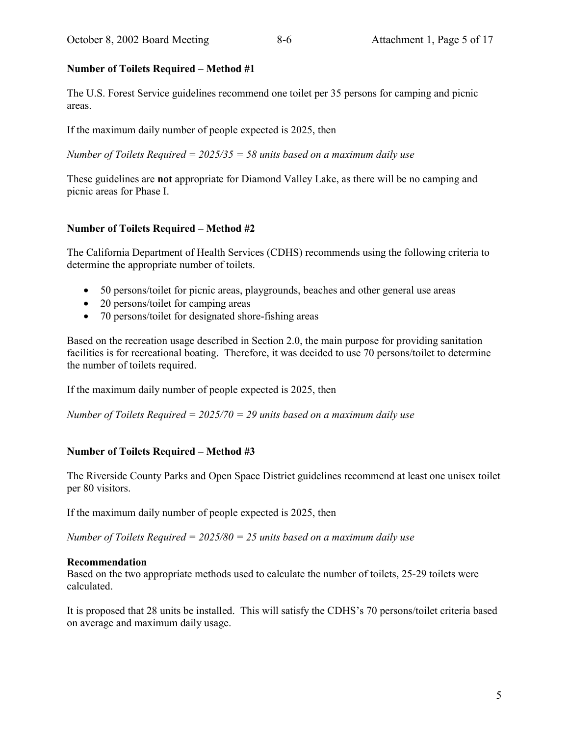**Number of Toilets Required – Method #1**

The U.S. Forest Service guidelines recommend one toilet per 35 persons for camping and picnic areas.

If the maximum daily number of people expected is 2025, then

*Number of Toilets Required = 2025/35 = 58 units based on a maximum daily use*

These guidelines are **not** appropriate for Diamond Valley Lake, as there will be no camping and picnic areas for Phase I.

**Number of Toilets Required – Method #2**

The California Department of Health Services (CDHS) recommends using the following criteria to determine the appropriate number of toilets.

- 50 persons/toilet for picnic areas, playgrounds, beaches and other general use areas
- 20 persons/toilet for camping areas
- 70 persons/toilet for designated shore-fishing areas

Based on the recreation usage described in Section 2.0, the main purpose for providing sanitation facilities is for recreational boating. Therefore, it was decided to use 70 persons/toilet to determine the number of toilets required.

If the maximum daily number of people expected is 2025, then

*Number of Toilets Required = 2025/70 = 29 units based on a maximum daily use*

**Number of Toilets Required – Method #3**

The Riverside County Parks and Open Space District guidelines recommend at least one unisex toilet per 80 visitors.

If the maximum daily number of people expected is 2025, then

*Number of Toilets Required = 2025/80 = 25 units based on a maximum daily use*

**Recommendation**

Based on the two appropriate methods used to calculate the number of toilets, 25-29 toilets were calculated.

It is proposed that 28 units be installed. This will satisfy the CDHS's 70 persons/toilet criteria based on average and maximum daily usage.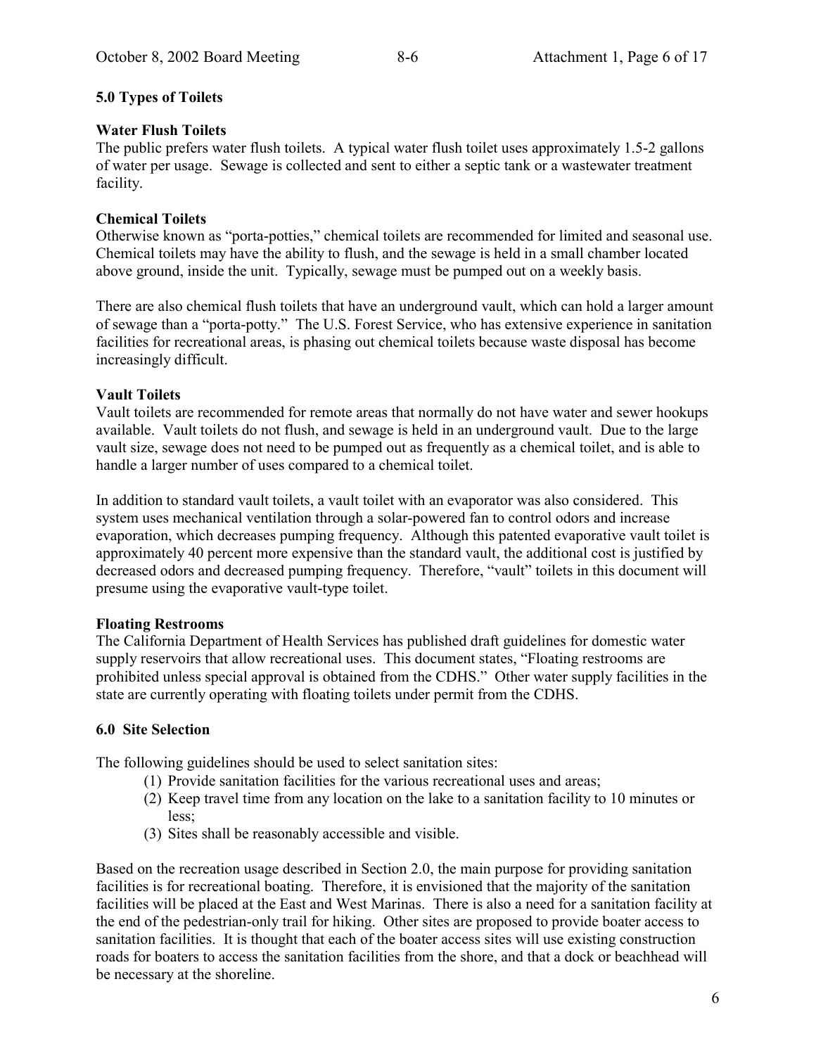## 5.0 Types of Toilets

### Water Flush Toilets

The public prefers water flush toilets. A typical water flush toilet uses approximately 1.5-2 gallons of water per usage. Sewage is collected and sent to either a septic tank or a wastewater treatment facility.

### Chemical Toilets

Otherwise known as "porta-potties," chemical toilets are recommended for limited and seasonal use. Chemical toilets may have the ability to flush, and the sewage is held in a small chamber located above ground, inside the unit. Typically, sewage must be pumped out on a weekly basis.

There are also chemical flush toilets that have an underground vault, which can hold a larger amount of sewage than a "porta-potty." The U.S. Forest Service, who has extensive experience in sanitation facilities for recreational areas, is phasing out chemical toilets because waste disposal has become increasingly difficult.

### Vault Toilets

Vault toilets are recommended for remote areas that normally do not have water and sewer hookups available. Vault toilets do not flush, and sewage is held in an underground vault. Due to the large vault size, sewage does not need to be pumped out as frequently as a chemical toilet, and is able to handle a larger number of uses compared to a chemical toilet.

In addition to standard vault toilets, a vault toilet with an evaporator was also considered. This system uses mechanical ventilation through a solar-powered fan to control odors and increase evaporation, which decreases pumping frequency. Although this patented evaporative vault toilet is approximately 40 percent more expensive than the standard vault, the additional cost is justified by decreased odors and decreased pumping frequency. Therefore, "vault" toilets in this document will presume using the evaporative vault-type toilet.

### Floating Restrooms

The California Department of Health Services has published draft guidelines for domestic water supply reservoirs that allow recreational uses. This document states, "Floating restrooms are prohibited unless special approval is obtained from the CDHS." Other water supply facilities in the state are currently operating with floating toilets under permit from the CDHS.

## 6.0 Site Selection

The following guidelines should be used to select sanitation sites:

(1) Provide sanitation facilities for the various recreational uses and areas;
(2) Keep travel time from any location on the lake to a sanitation facility to 10 minutes or less;
(3) Sites shall be reasonably accessible and visible.

Based on the recreation usage described in Section 2.0, the main purpose for providing sanitation facilities is for recreational boating. Therefore, it is envisioned that the majority of the sanitation facilities will be placed at the East and West Marinas. There is also a need for a sanitation facility at the end of the pedestrian-only trail for hiking. Other sites are proposed to provide boater access to sanitation facilities. It is thought that each of the boater access sites will use existing construction roads for boaters to access the sanitation facilities from the shore, and that a dock or beachhead will be necessary at the shoreline.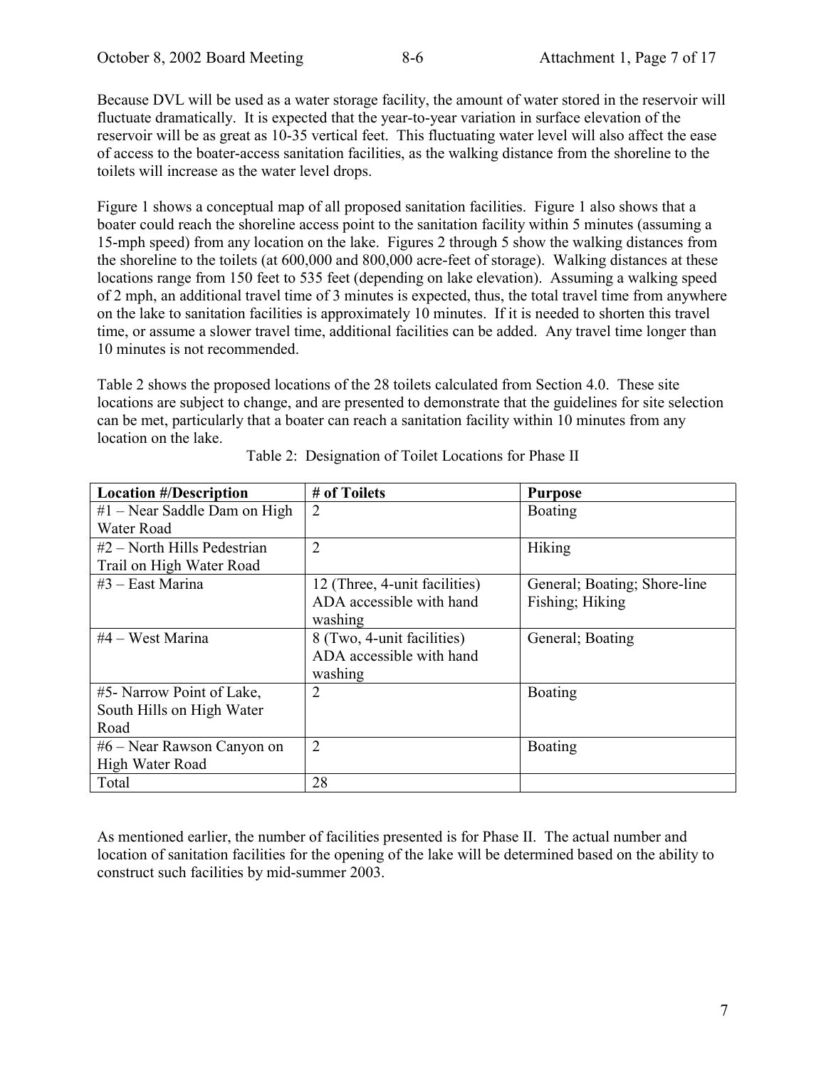Because DVL will be used as a water storage facility, the amount of water stored in the reservoir will fluctuate dramatically. It is expected that the year-to-year variation in surface elevation of the reservoir will be as great as 10-35 vertical feet. This fluctuating water level will also affect the ease of access to the boater-access sanitation facilities, as the walking distance from the shoreline to the toilets will increase as the water level drops.

Figure 1 shows a conceptual map of all proposed sanitation facilities. Figure 1 also shows that a boater could reach the shoreline access point to the sanitation facility within 5 minutes (assuming a 15-mph speed) from any location on the lake. Figures 2 through 5 show the walking distances from the shoreline to the toilets (at 600,000 and 800,000 acre-feet of storage). Walking distances at these locations range from 150 feet to 535 feet (depending on lake elevation). Assuming a walking speed of 2 mph, an additional travel time of 3 minutes is expected, thus, the total travel time from anywhere on the lake to sanitation facilities is approximately 10 minutes. If it is needed to shorten this travel time, or assume a slower travel time, additional facilities can be added. Any travel time longer than 10 minutes is not recommended.

Table 2 shows the proposed locations of the 28 toilets calculated from Section 4.0. These site locations are subject to change, and are presented to demonstrate that the guidelines for site selection can be met, particularly that a boater can reach a sanitation facility within 10 minutes from any location on the lake.

Table 2: Designation of Toilet Locations for Phase II

| **Location #/Description** | **# of Toilets** | **Purpose** |
|---|---|---|
| #1 – Near Saddle Dam on High Water Road | 2 | Boating |
| #2 – North Hills Pedestrian Trail on High Water Road | 2 | Hiking |
| #3 – East Marina | 12 (Three, 4-unit facilities) ADA accessible with hand washing | General; Boating; Shore-line Fishing; Hiking |
| #4 – West Marina | 8 (Two, 4-unit facilities) ADA accessible with hand washing | General; Boating |
| #5- Narrow Point of Lake, South Hills on High Water Road | 2 | Boating |
| #6 – Near Rawson Canyon on High Water Road | 2 | Boating |
| Total | 28 | |

As mentioned earlier, the number of facilities presented is for Phase II. The actual number and location of sanitation facilities for the opening of the lake will be determined based on the ability to construct such facilities by mid-summer 2003.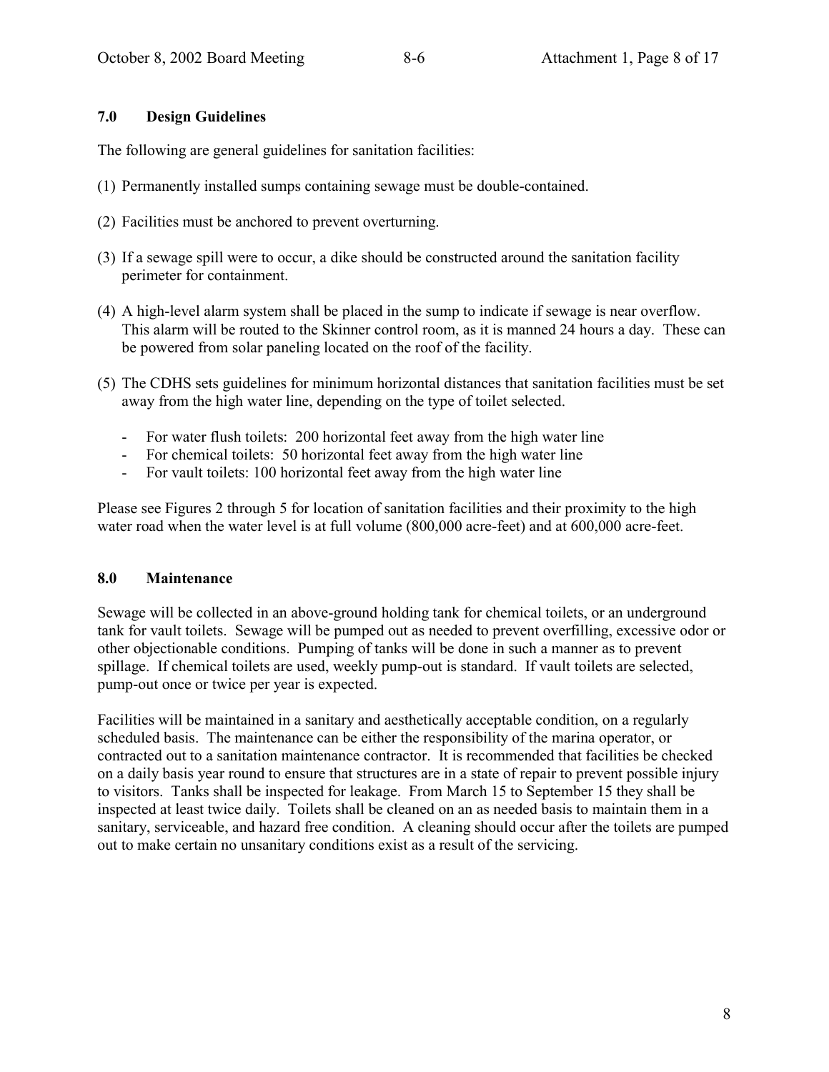## 7.0 Design Guidelines

The following are general guidelines for sanitation facilities:

(1) Permanently installed sumps containing sewage must be double-contained.

(2) Facilities must be anchored to prevent overturning.

(3) If a sewage spill were to occur, a dike should be constructed around the sanitation facility perimeter for containment.

(4) A high-level alarm system shall be placed in the sump to indicate if sewage is near overflow. This alarm will be routed to the Skinner control room, as it is manned 24 hours a day. These can be powered from solar paneling located on the roof of the facility.

(5) The CDHS sets guidelines for minimum horizontal distances that sanitation facilities must be set away from the high water line, depending on the type of toilet selected.

- For water flush toilets: 200 horizontal feet away from the high water line
- For chemical toilets: 50 horizontal feet away from the high water line
- For vault toilets: 100 horizontal feet away from the high water line

Please see Figures 2 through 5 for location of sanitation facilities and their proximity to the high water road when the water level is at full volume (800,000 acre-feet) and at 600,000 acre-feet.

## 8.0 Maintenance

Sewage will be collected in an above-ground holding tank for chemical toilets, or an underground tank for vault toilets. Sewage will be pumped out as needed to prevent overfilling, excessive odor or other objectionable conditions. Pumping of tanks will be done in such a manner as to prevent spillage. If chemical toilets are used, weekly pump-out is standard. If vault toilets are selected, pump-out once or twice per year is expected.

Facilities will be maintained in a sanitary and aesthetically acceptable condition, on a regularly scheduled basis. The maintenance can be either the responsibility of the marina operator, or contracted out to a sanitation maintenance contractor. It is recommended that facilities be checked on a daily basis year round to ensure that structures are in a state of repair to prevent possible injury to visitors. Tanks shall be inspected for leakage. From March 15 to September 15 they shall be inspected at least twice daily. Toilets shall be cleaned on an as needed basis to maintain them in a sanitary, serviceable, and hazard free condition. A cleaning should occur after the toilets are pumped out to make certain no unsanitary conditions exist as a result of the servicing.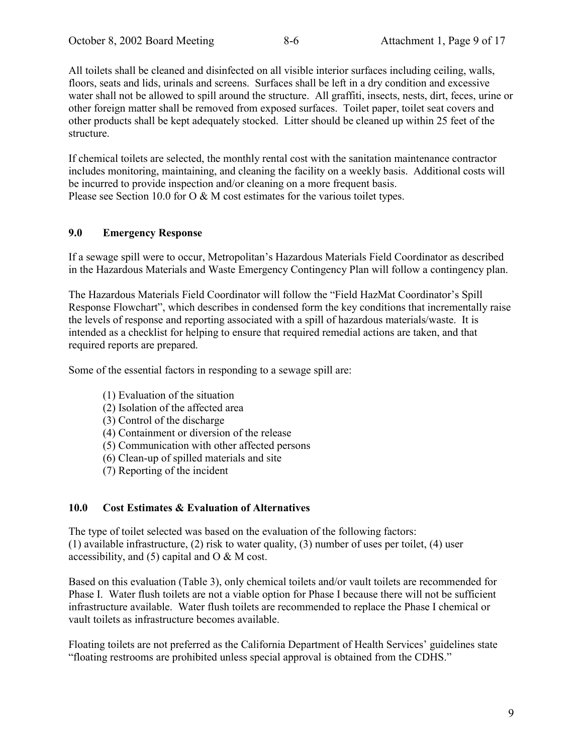All toilets shall be cleaned and disinfected on all visible interior surfaces including ceiling, walls, floors, seats and lids, urinals and screens. Surfaces shall be left in a dry condition and excessive water shall not be allowed to spill around the structure. All graffiti, insects, nests, dirt, feces, urine or other foreign matter shall be removed from exposed surfaces. Toilet paper, toilet seat covers and other products shall be kept adequately stocked. Litter should be cleaned up within 25 feet of the structure.

If chemical toilets are selected, the monthly rental cost with the sanitation maintenance contractor includes monitoring, maintaining, and cleaning the facility on a weekly basis. Additional costs will be incurred to provide inspection and/or cleaning on a more frequent basis.
Please see Section 10.0 for O & M cost estimates for the various toilet types.

## 9.0 Emergency Response

If a sewage spill were to occur, Metropolitan's Hazardous Materials Field Coordinator as described in the Hazardous Materials and Waste Emergency Contingency Plan will follow a contingency plan.

The Hazardous Materials Field Coordinator will follow the "Field HazMat Coordinator's Spill Response Flowchart", which describes in condensed form the key conditions that incrementally raise the levels of response and reporting associated with a spill of hazardous materials/waste. It is intended as a checklist for helping to ensure that required remedial actions are taken, and that required reports are prepared.

Some of the essential factors in responding to a sewage spill are:

(1) Evaluation of the situation
(2) Isolation of the affected area
(3) Control of the discharge
(4) Containment or diversion of the release
(5) Communication with other affected persons
(6) Clean-up of spilled materials and site
(7) Reporting of the incident

## 10.0 Cost Estimates & Evaluation of Alternatives

The type of toilet selected was based on the evaluation of the following factors:
(1) available infrastructure, (2) risk to water quality, (3) number of uses per toilet, (4) user accessibility, and (5) capital and O & M cost.

Based on this evaluation (Table 3), only chemical toilets and/or vault toilets are recommended for Phase I. Water flush toilets are not a viable option for Phase I because there will not be sufficient infrastructure available. Water flush toilets are recommended to replace the Phase I chemical or vault toilets as infrastructure becomes available.

Floating toilets are not preferred as the California Department of Health Services' guidelines state "floating restrooms are prohibited unless special approval is obtained from the CDHS."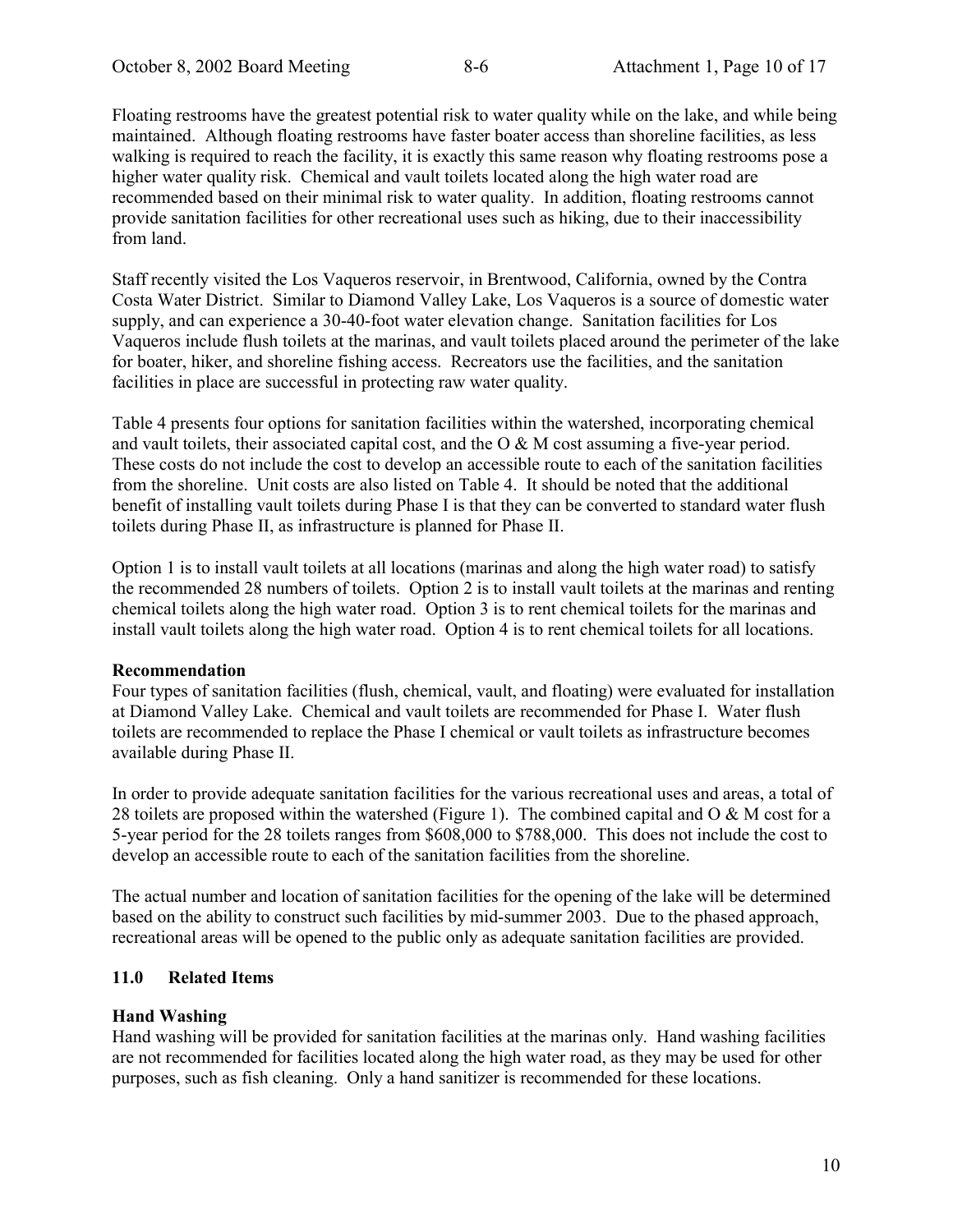Floating restrooms have the greatest potential risk to water quality while on the lake, and while being maintained. Although floating restrooms have faster boater access than shoreline facilities, as less walking is required to reach the facility, it is exactly this same reason why floating restrooms pose a higher water quality risk. Chemical and vault toilets located along the high water road are recommended based on their minimal risk to water quality. In addition, floating restrooms cannot provide sanitation facilities for other recreational uses such as hiking, due to their inaccessibility from land.

Staff recently visited the Los Vaqueros reservoir, in Brentwood, California, owned by the Contra Costa Water District. Similar to Diamond Valley Lake, Los Vaqueros is a source of domestic water supply, and can experience a 30-40-foot water elevation change. Sanitation facilities for Los Vaqueros include flush toilets at the marinas, and vault toilets placed around the perimeter of the lake for boater, hiker, and shoreline fishing access. Recreators use the facilities, and the sanitation facilities in place are successful in protecting raw water quality.

Table 4 presents four options for sanitation facilities within the watershed, incorporating chemical and vault toilets, their associated capital cost, and the O & M cost assuming a five-year period. These costs do not include the cost to develop an accessible route to each of the sanitation facilities from the shoreline. Unit costs are also listed on Table 4. It should be noted that the additional benefit of installing vault toilets during Phase I is that they can be converted to standard water flush toilets during Phase II, as infrastructure is planned for Phase II.

Option 1 is to install vault toilets at all locations (marinas and along the high water road) to satisfy the recommended 28 numbers of toilets. Option 2 is to install vault toilets at the marinas and renting chemical toilets along the high water road. Option 3 is to rent chemical toilets for the marinas and install vault toilets along the high water road. Option 4 is to rent chemical toilets for all locations.

**Recommendation**

Four types of sanitation facilities (flush, chemical, vault, and floating) were evaluated for installation at Diamond Valley Lake. Chemical and vault toilets are recommended for Phase I. Water flush toilets are recommended to replace the Phase I chemical or vault toilets as infrastructure becomes available during Phase II.

In order to provide adequate sanitation facilities for the various recreational uses and areas, a total of 28 toilets are proposed within the watershed (Figure 1). The combined capital and O & M cost for a 5-year period for the 28 toilets ranges from $608,000 to $788,000. This does not include the cost to develop an accessible route to each of the sanitation facilities from the shoreline.

The actual number and location of sanitation facilities for the opening of the lake will be determined based on the ability to construct such facilities by mid-summer 2003. Due to the phased approach, recreational areas will be opened to the public only as adequate sanitation facilities are provided.

## 11.0 Related Items

**Hand Washing**

Hand washing will be provided for sanitation facilities at the marinas only. Hand washing facilities are not recommended for facilities located along the high water road, as they may be used for other purposes, such as fish cleaning. Only a hand sanitizer is recommended for these locations.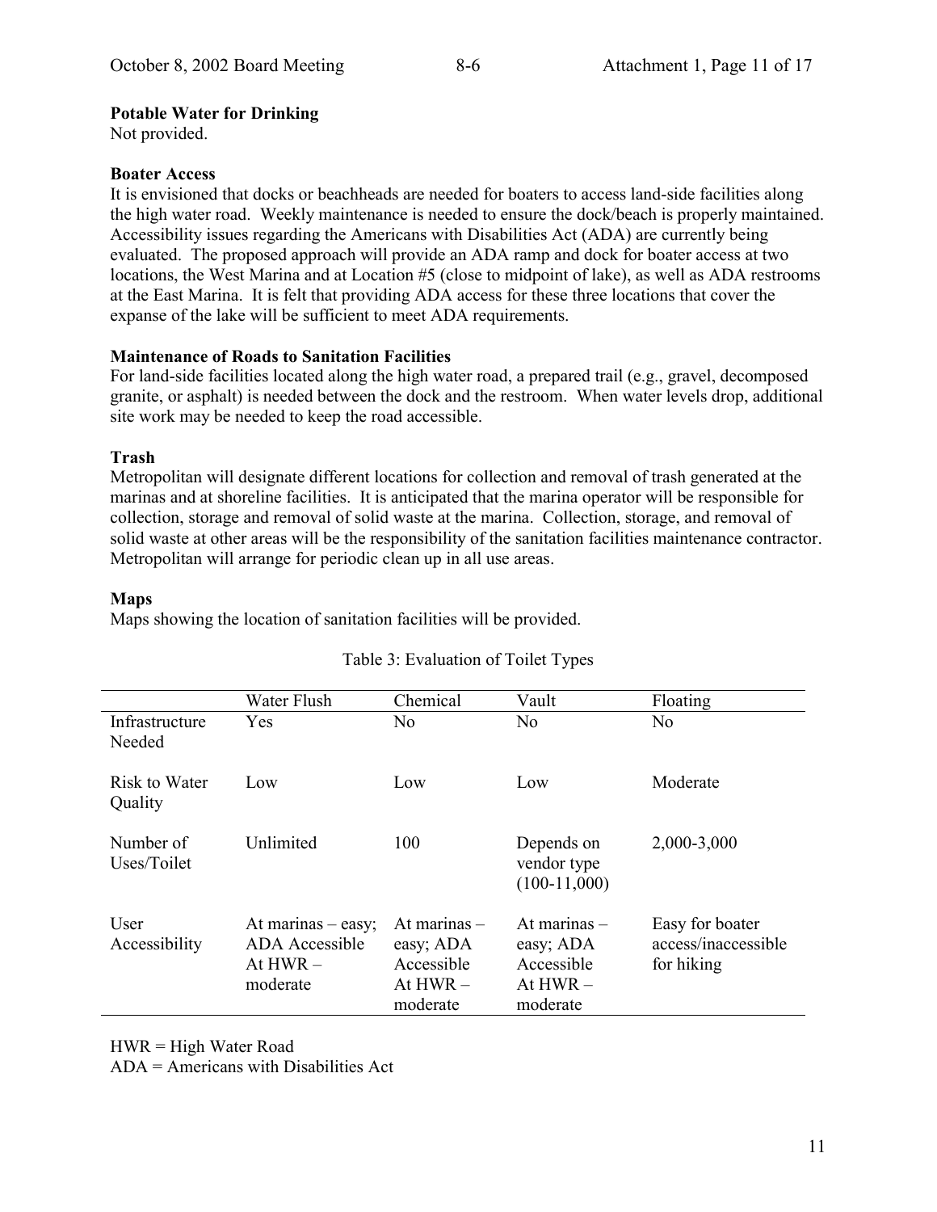**Potable Water for Drinking**
Not provided.

**Boater Access**
It is envisioned that docks or beachheads are needed for boaters to access land-side facilities along the high water road. Weekly maintenance is needed to ensure the dock/beach is properly maintained. Accessibility issues regarding the Americans with Disabilities Act (ADA) are currently being evaluated. The proposed approach will provide an ADA ramp and dock for boater access at two locations, the West Marina and at Location #5 (close to midpoint of lake), as well as ADA restrooms at the East Marina. It is felt that providing ADA access for these three locations that cover the expanse of the lake will be sufficient to meet ADA requirements.

**Maintenance of Roads to Sanitation Facilities**
For land-side facilities located along the high water road, a prepared trail (e.g., gravel, decomposed granite, or asphalt) is needed between the dock and the restroom. When water levels drop, additional site work may be needed to keep the road accessible.

**Trash**
Metropolitan will designate different locations for collection and removal of trash generated at the marinas and at shoreline facilities. It is anticipated that the marina operator will be responsible for collection, storage and removal of solid waste at the marina. Collection, storage, and removal of solid waste at other areas will be the responsibility of the sanitation facilities maintenance contractor. Metropolitan will arrange for periodic clean up in all use areas.

**Maps**
Maps showing the location of sanitation facilities will be provided.

Table 3: Evaluation of Toilet Types

| | Water Flush | Chemical | Vault | Floating |
|---|---|---|---|---|
| Infrastructure Needed | Yes | No | No | No |
| Risk to Water Quality | Low | Low | Low | Moderate |
| Number of Uses/Toilet | Unlimited | 100 | Depends on vendor type (100-11,000) | 2,000-3,000 |
| User Accessibility | At marinas – easy; ADA Accessible At HWR – moderate | At marinas – easy; ADA Accessible At HWR – moderate | At marinas – easy; ADA Accessible At HWR – moderate | Easy for boater access/inaccessible for hiking |

HWR = High Water Road
ADA = Americans with Disabilities Act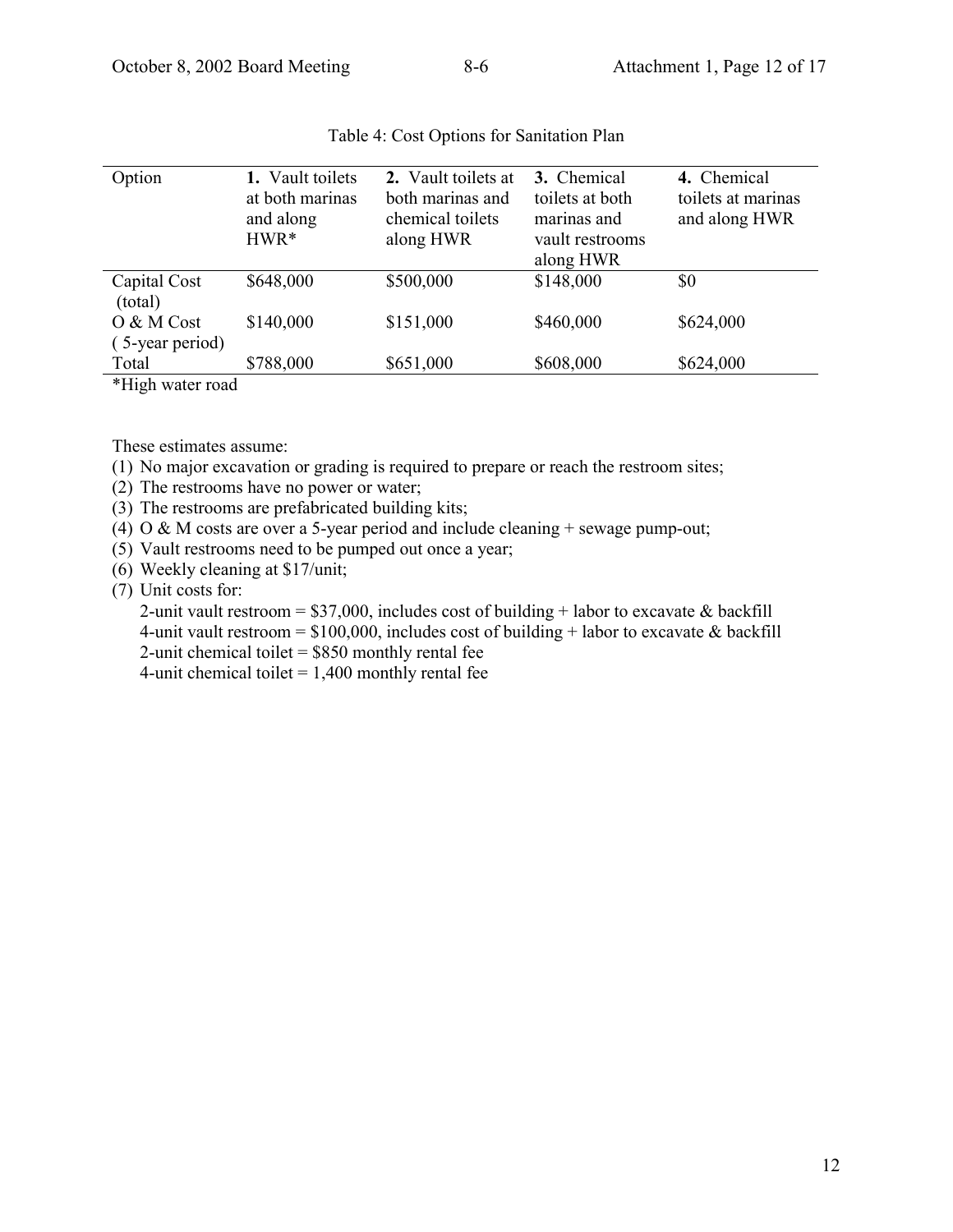Table 4: Cost Options for Sanitation Plan

| Option | **1.** Vault toilets at both marinas and along HWR* | **2.** Vault toilets at both marinas and chemical toilets along HWR | **3.** Chemical toilets at both marinas and vault restrooms along HWR | **4.** Chemical toilets at marinas and along HWR |
|---|---|---|---|---|
| Capital Cost (total) | $648,000 | $500,000 | $148,000 | $0 |
| O & M Cost ( 5-year period) | $140,000 | $151,000 | $460,000 | $624,000 |
| Total | $788,000 | $651,000 | $608,000 | $624,000 |

*High water road

These estimates assume:

(1) No major excavation or grading is required to prepare or reach the restroom sites;
(2) The restrooms have no power or water;
(3) The restrooms are prefabricated building kits;
(4) O & M costs are over a 5-year period and include cleaning + sewage pump-out;
(5) Vault restrooms need to be pumped out once a year;
(6) Weekly cleaning at $17/unit;
(7) Unit costs for:
   2-unit vault restroom = $37,000, includes cost of building + labor to excavate & backfill
   4-unit vault restroom = $100,000, includes cost of building + labor to excavate & backfill
   2-unit chemical toilet = $850 monthly rental fee
   4-unit chemical toilet = 1,400 monthly rental fee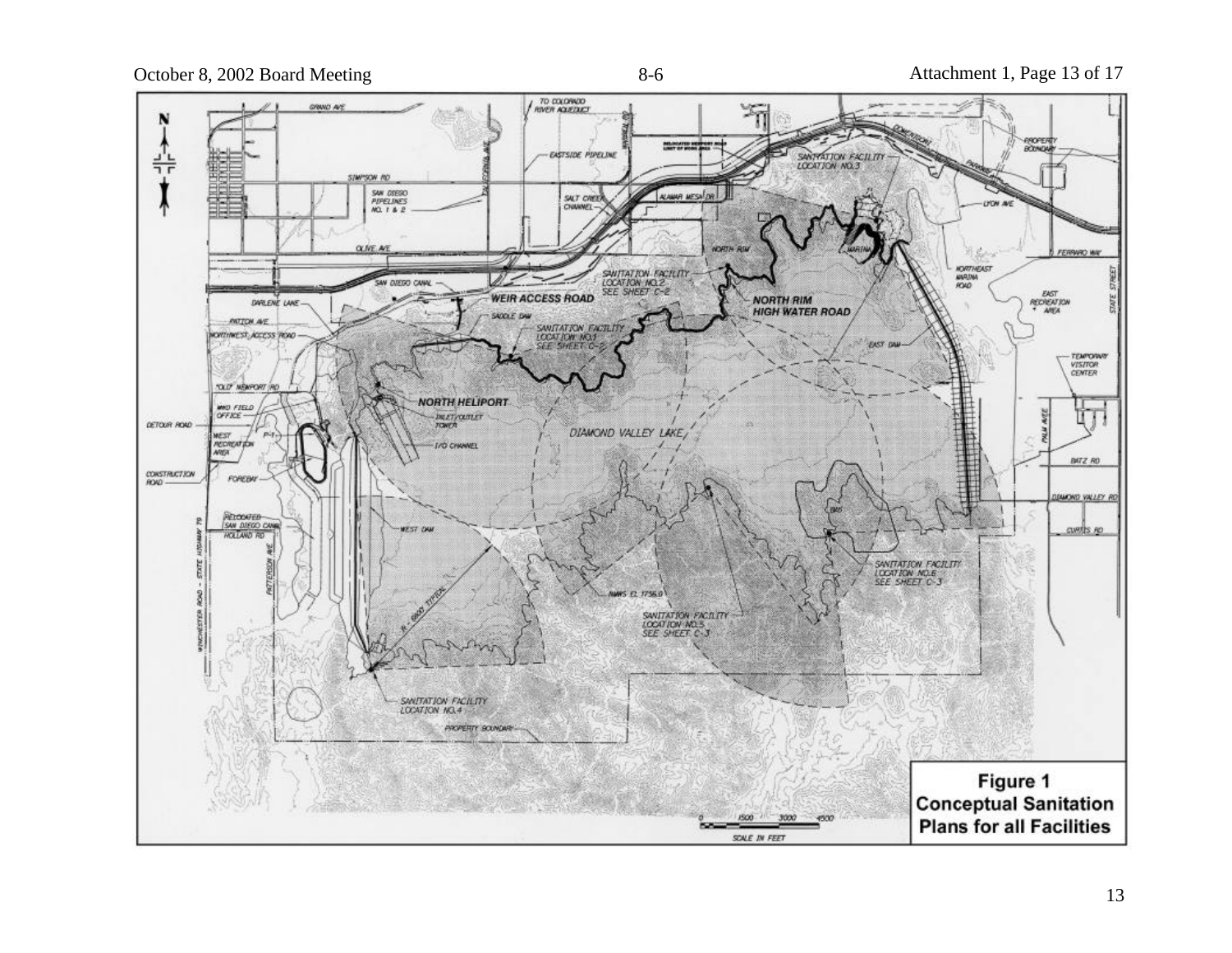**Figure 1**
**Conceptual Sanitation Plans for all Facilities**

N

GRAND AVE

TO COLORADO RIVER AQUEDUCT

EASTSIDE PIPELINE

RELOCATED NEWPORT ROAD LIMIT OF WORK AREA

SANITATION FACILITY LOCATION NO.3

PROPERTY BOUNDARY

SIMPSON RD

SAN DIEGO PIPELINES NO. 1 & 2

SALT CREEK CHANNEL

ALAMAR MESA DR

LYON AVE

OLIVE AVE

NORTH RIM

MARINA

FERRARO WAY

SAN DIEGO CANAL

SANITATION FACILITY LOCATION NO.2 SEE SHEET C-2

NORTHEAST MARINA ROAD

WEIR ACCESS ROAD

NORTH RIM HIGH WATER ROAD

EAST RECREATION AREA

STATE STREET

DARLENE LAKE

SADDLE DAM

PATTON AVE

NORTHWEST ACCESS ROAD

SANITATION FACILITY LOCATION NO.1 SEE SHEET C-2

EAST DAM

TEMPORARY VISITOR CENTER

"OLD" NEWPORT RD

NORTH HELIPORT

MWD FIELD OFFICE

INLET/OUTLET TOWER

DETOUR ROAD

WEST RECREATION AREA

P-1

DIAMOND VALLEY LAKE

I/O CHANNEL

PALM AVE

BATZ RD

CONSTRUCTION ROAD

FOREBAY

DIAMOND VALLEY RD

RELOCATED SAN DIEGO CANAL

HOLLAND RD

WEST DAM

CURTIS RD

WINCHESTER ROAD - STATE HIGHWAY 79

PATTERSON AVE

SANITATION FACILITY LOCATION NO.6 SEE SHEET C-3

R = 6000 TYPICAL

NWS EL 1756.0

SANITATION FACILITY LOCATION NO.5 SEE SHEET C-3

SANITATION FACILITY LOCATION NO.4

PROPERTY BOUNDARY

0 1500 3000 4500

SCALE IN FEET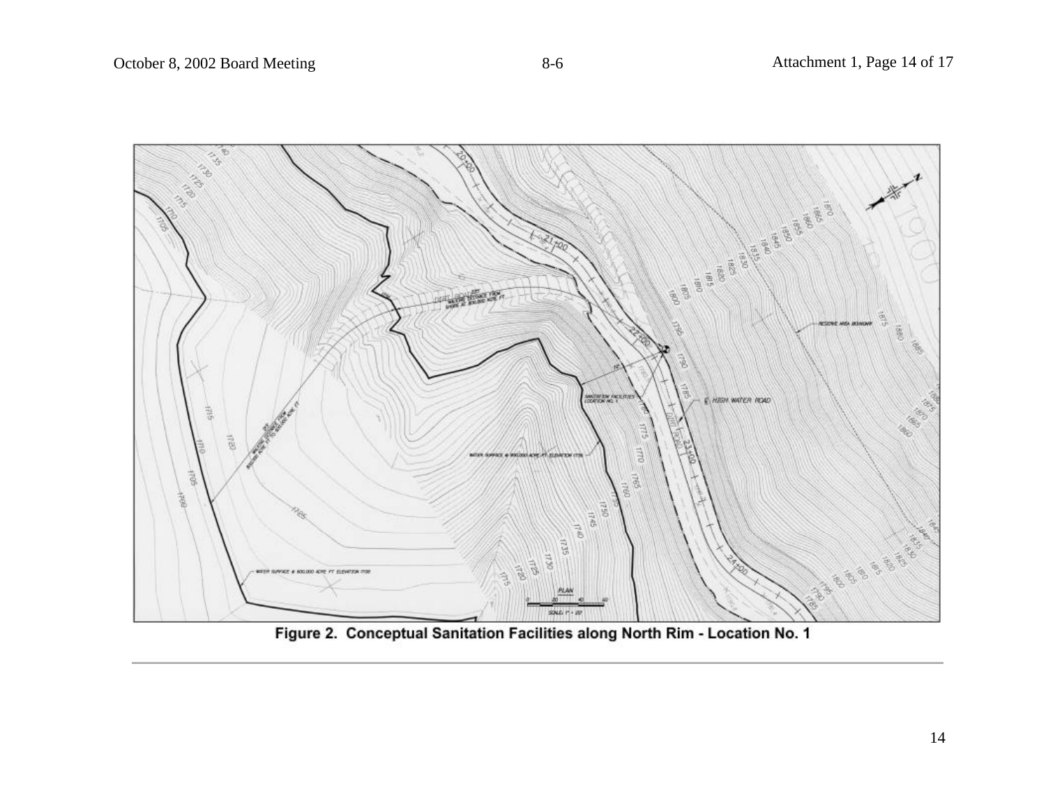SANITATION FACILITIES LOCATION NO. 1

HIGH WATER ROAD

RESERVE AREA BOUNDARY

WATER SURFACE @ 900,000 ACRE FT ELEVATION 1750

WATER SURFACE @ 600,000 ACRE FT ELEVATION 1705

PLAN

SCALE: 1" = 20'

20+00

21+00

22+00

23+00

24+00

Figure 2. Conceptual Sanitation Facilities along North Rim - Location No. 1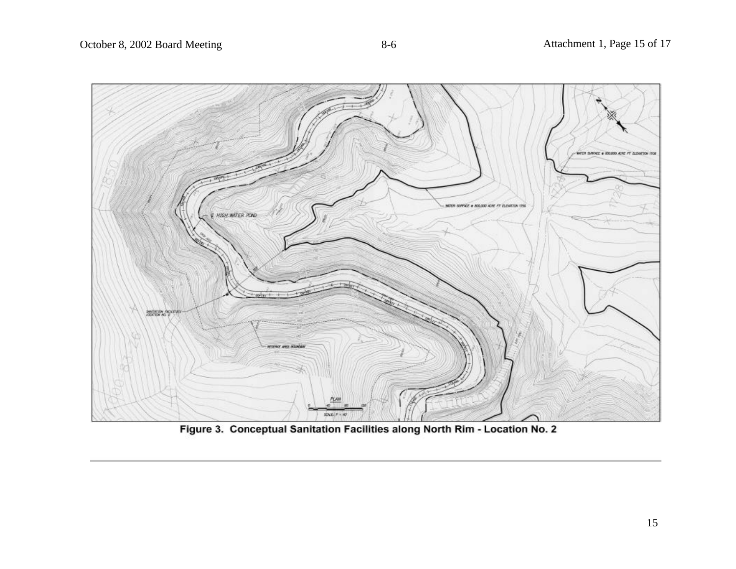WATER SURFACE @ 600,000 ACRE FT ELEVATION 1708

WATER SURFACE @ 800,000 ACRE FT ELEVATION 1756

℄ HIGH WATER ROAD

SANITATION FACILITIES LOCATION NO. 2

RESERVE AREA BOUNDARY

PLAN

SCALE: 1" = 40'

Figure 3. Conceptual Sanitation Facilities along North Rim - Location No. 2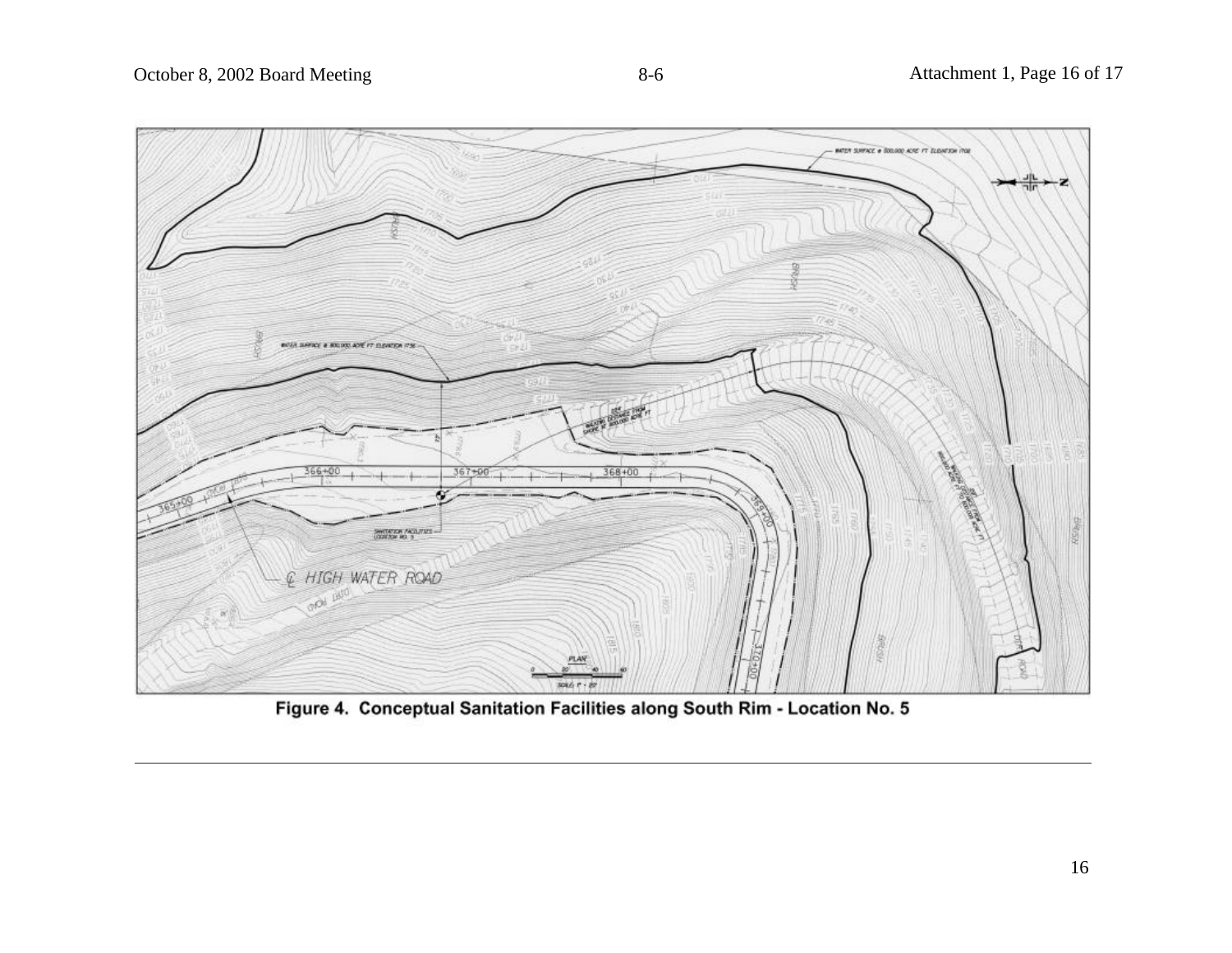WATER SURFACE @ 500,000 ACRE FT ELEVATION 1708

WATER SURFACE @ 300,000 ACRE FT ELEVATION 1736

EXISTING DISTANCE FROM SHORE @ 300,000 ACRE FT

SANITATION FACILITIES LOCATION NO. 5

℄ HIGH WATER ROAD

DIRT ROAD

BRUSH

365+00

366+00

367+00

368+00

369+00

370+00

PLAN

SCALE: 1" = 20'

Figure 4. Conceptual Sanitation Facilities along South Rim - Location No. 5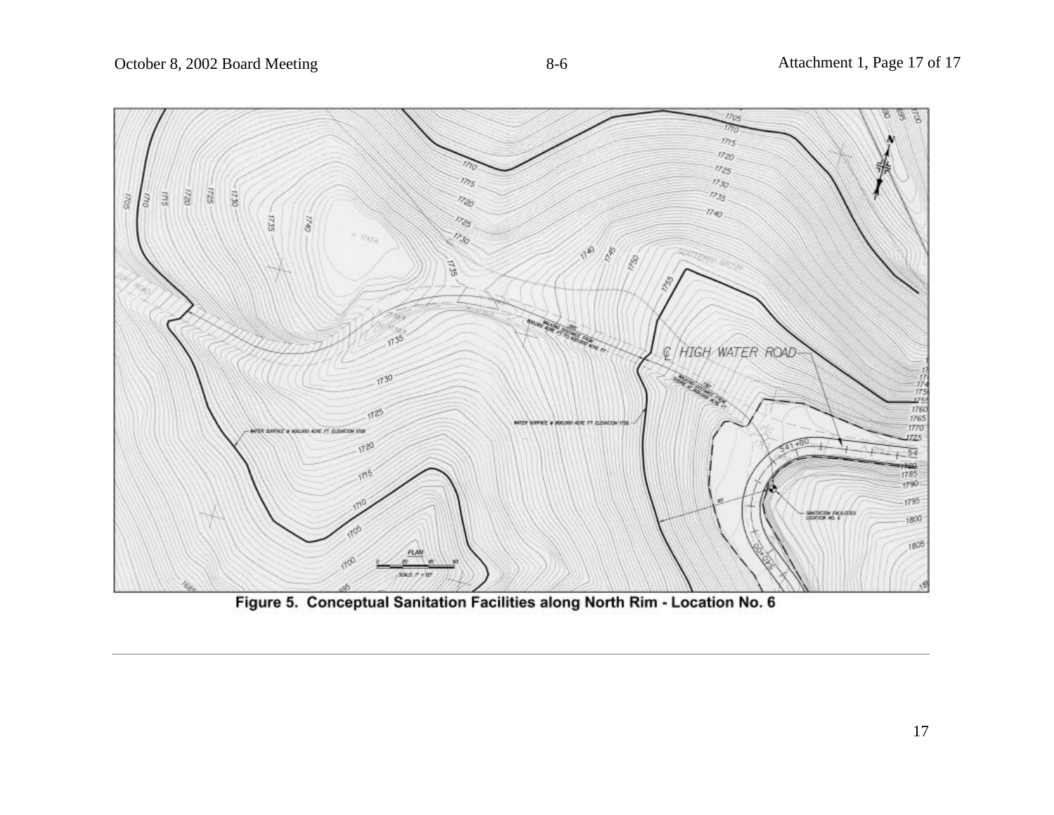1705
1710
1715
1720
1725
1730
1735
1740
1745
1750
1755
1760
1765
1770
1775
1785
1790
1795
1800
1805

HIGH WATER ROAD

SANITATION FACILITIES LOCATION NO. 6

WATER SURFACE @ 600,000 ACRE FT ELEVATION 1708

WATER SURFACE @ 800,000 ACRE FT ELEVATION 1756

PLAN

SCALE: 1" = 20'

Figure 5. Conceptual Sanitation Facilities along North Rim - Location No. 6